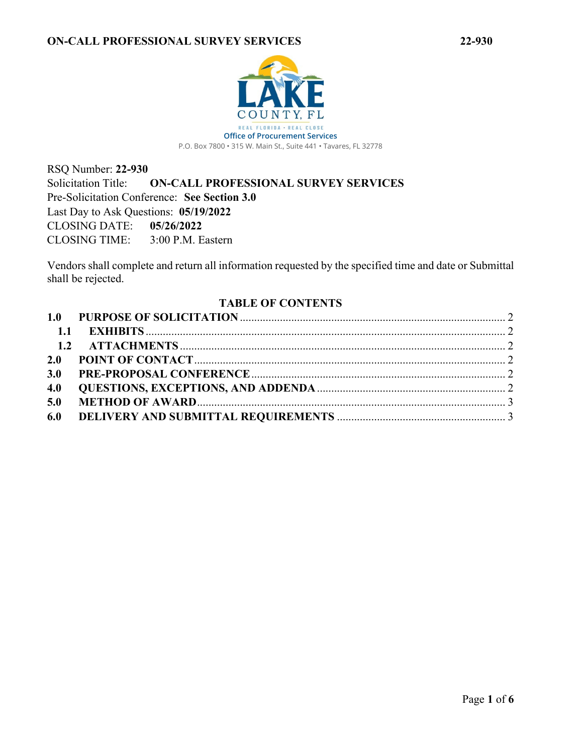LAKE COUNTY, FL

REAL FLORIDA · REAL CLOSE

Office of Procurement Services

P.O. Box 7800 • 315 W. Main St., Suite 441 • Tavares, FL 32778

RSQ Number: **22-930**

Solicitation Title: **ON-CALL PROFESSIONAL SURVEY SERVICES**

Pre-Solicitation Conference: **See Section 3.0**

Last Day to Ask Questions: **05/19/2022**

CLOSING DATE: **05/26/2022**

CLOSING TIME: 3:00 P.M. Eastern

Vendors shall complete and return all information requested by the specified time and date or Submittal shall be rejected.

## TABLE OF CONTENTS

**1.0 PURPOSE OF SOLICITATION** .... 2

**1.1 EXHIBITS** .... 2

**1.2 ATTACHMENTS** .... 2

**2.0 POINT OF CONTACT** .... 2

**3.0 PRE-PROPOSAL CONFERENCE** .... 2

**4.0 QUESTIONS, EXCEPTIONS, AND ADDENDA** .... 2

**5.0 METHOD OF AWARD** .... 3

**6.0 DELIVERY AND SUBMITTAL REQUIREMENTS** .... 3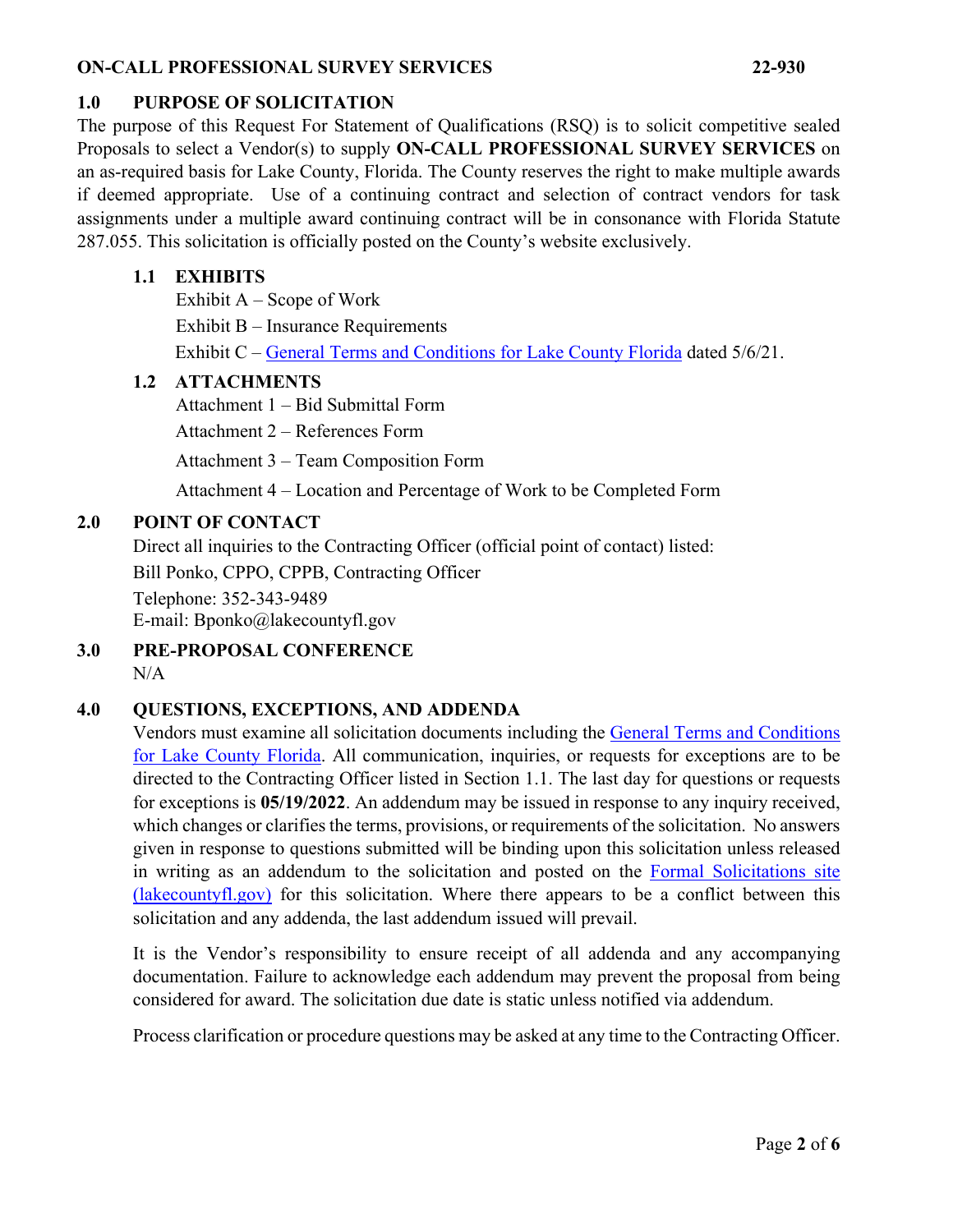## 1.0 PURPOSE OF SOLICITATION

The purpose of this Request For Statement of Qualifications (RSQ) is to solicit competitive sealed Proposals to select a Vendor(s) to supply **ON-CALL PROFESSIONAL SURVEY SERVICES** on an as-required basis for Lake County, Florida. The County reserves the right to make multiple awards if deemed appropriate. Use of a continuing contract and selection of contract vendors for task assignments under a multiple award continuing contract will be in consonance with Florida Statute 287.055. This solicitation is officially posted on the County's website exclusively.

### 1.1 EXHIBITS

Exhibit A – Scope of Work

Exhibit B – Insurance Requirements

Exhibit C – General Terms and Conditions for Lake County Florida dated 5/6/21.

### 1.2 ATTACHMENTS

Attachment 1 – Bid Submittal Form

Attachment 2 – References Form

Attachment 3 – Team Composition Form

Attachment 4 – Location and Percentage of Work to be Completed Form

## 2.0 POINT OF CONTACT

Direct all inquiries to the Contracting Officer (official point of contact) listed:

Bill Ponko, CPPO, CPPB, Contracting Officer

Telephone: 352-343-9489
E-mail: Bponko@lakecountyfl.gov

## 3.0 PRE-PROPOSAL CONFERENCE

N/A

## 4.0 QUESTIONS, EXCEPTIONS, AND ADDENDA

Vendors must examine all solicitation documents including the General Terms and Conditions for Lake County Florida. All communication, inquiries, or requests for exceptions are to be directed to the Contracting Officer listed in Section 1.1. The last day for questions or requests for exceptions is **05/19/2022**. An addendum may be issued in response to any inquiry received, which changes or clarifies the terms, provisions, or requirements of the solicitation. No answers given in response to questions submitted will be binding upon this solicitation unless released in writing as an addendum to the solicitation and posted on the Formal Solicitations site (lakecountyfl.gov) for this solicitation. Where there appears to be a conflict between this solicitation and any addenda, the last addendum issued will prevail.

It is the Vendor's responsibility to ensure receipt of all addenda and any accompanying documentation. Failure to acknowledge each addendum may prevent the proposal from being considered for award. The solicitation due date is static unless notified via addendum.

Process clarification or procedure questions may be asked at any time to the Contracting Officer.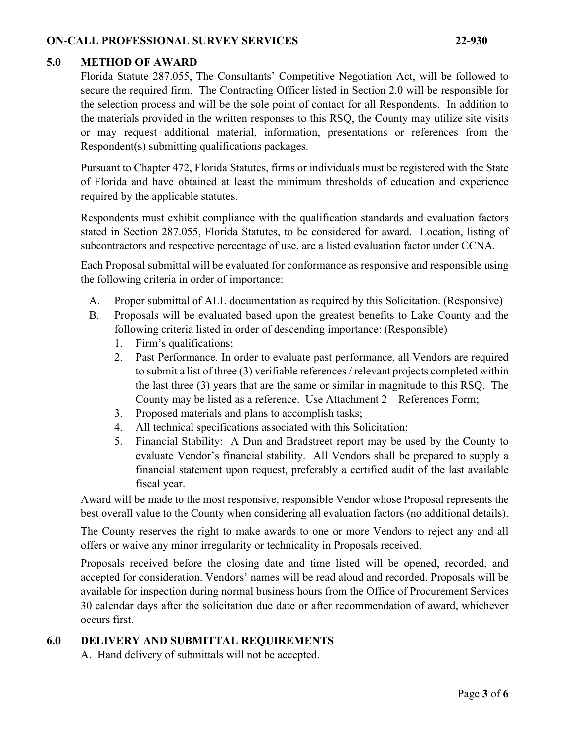## 5.0 METHOD OF AWARD

Florida Statute 287.055, The Consultants' Competitive Negotiation Act, will be followed to secure the required firm. The Contracting Officer listed in Section 2.0 will be responsible for the selection process and will be the sole point of contact for all Respondents. In addition to the materials provided in the written responses to this RSQ, the County may utilize site visits or may request additional material, information, presentations or references from the Respondent(s) submitting qualifications packages.

Pursuant to Chapter 472, Florida Statutes, firms or individuals must be registered with the State of Florida and have obtained at least the minimum thresholds of education and experience required by the applicable statutes.

Respondents must exhibit compliance with the qualification standards and evaluation factors stated in Section 287.055, Florida Statutes, to be considered for award. Location, listing of subcontractors and respective percentage of use, are a listed evaluation factor under CCNA.

Each Proposal submittal will be evaluated for conformance as responsive and responsible using the following criteria in order of importance:

A. Proper submittal of ALL documentation as required by this Solicitation. (Responsive)

B. Proposals will be evaluated based upon the greatest benefits to Lake County and the following criteria listed in order of descending importance: (Responsible)
   1. Firm's qualifications;
   2. Past Performance. In order to evaluate past performance, all Vendors are required to submit a list of three (3) verifiable references / relevant projects completed within the last three (3) years that are the same or similar in magnitude to this RSQ. The County may be listed as a reference. Use Attachment 2 – References Form;
   3. Proposed materials and plans to accomplish tasks;
   4. All technical specifications associated with this Solicitation;
   5. Financial Stability: A Dun and Bradstreet report may be used by the County to evaluate Vendor's financial stability. All Vendors shall be prepared to supply a financial statement upon request, preferably a certified audit of the last available fiscal year.

Award will be made to the most responsive, responsible Vendor whose Proposal represents the best overall value to the County when considering all evaluation factors (no additional details).

The County reserves the right to make awards to one or more Vendors to reject any and all offers or waive any minor irregularity or technicality in Proposals received.

Proposals received before the closing date and time listed will be opened, recorded, and accepted for consideration. Vendors' names will be read aloud and recorded. Proposals will be available for inspection during normal business hours from the Office of Procurement Services 30 calendar days after the solicitation due date or after recommendation of award, whichever occurs first.

## 6.0 DELIVERY AND SUBMITTAL REQUIREMENTS

A. Hand delivery of submittals will not be accepted.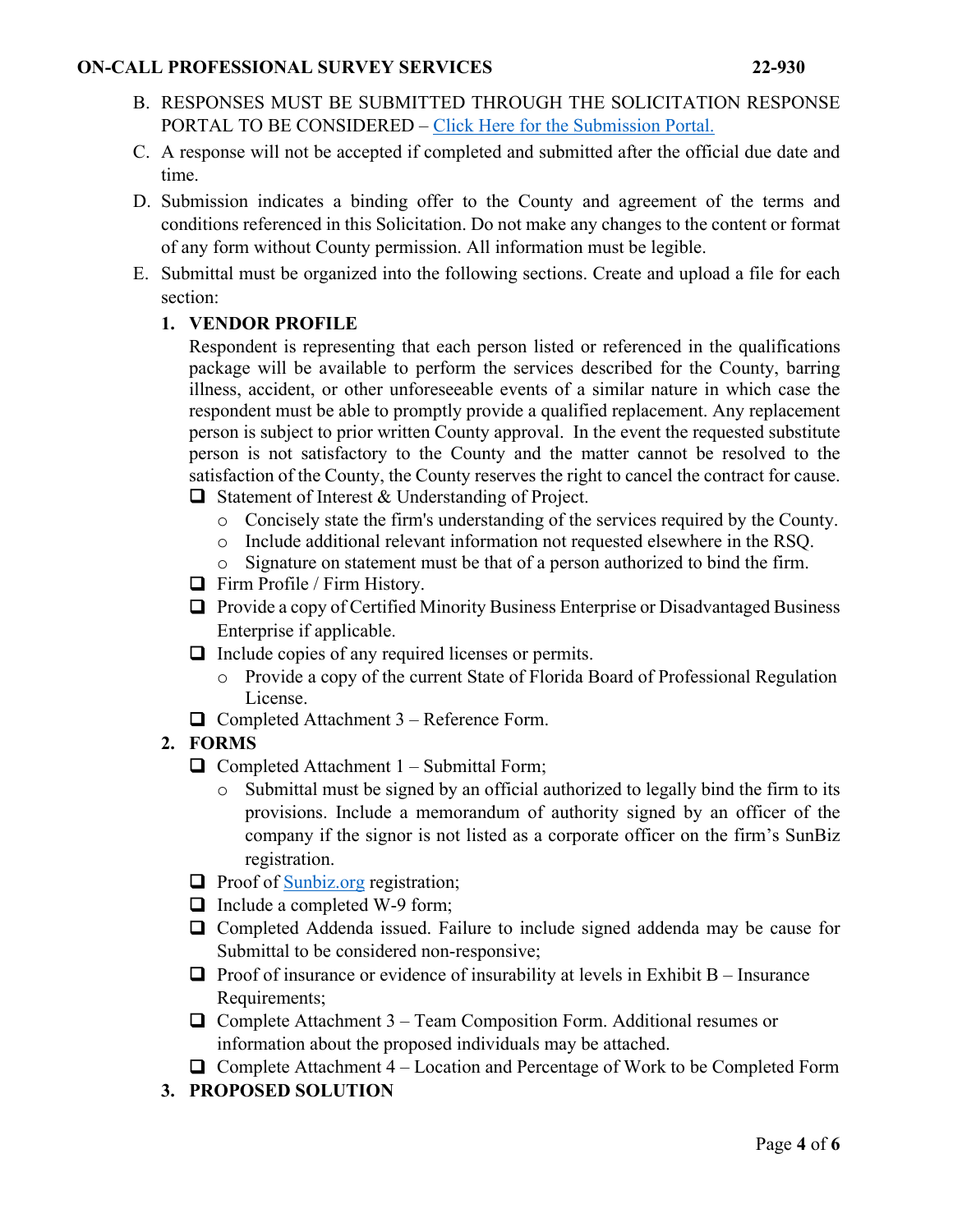B. RESPONSES MUST BE SUBMITTED THROUGH THE SOLICITATION RESPONSE PORTAL TO BE CONSIDERED – [Click Here for the Submission Portal.]()

C. A response will not be accepted if completed and submitted after the official due date and time.

D. Submission indicates a binding offer to the County and agreement of the terms and conditions referenced in this Solicitation. Do not make any changes to the content or format of any form without County permission. All information must be legible.

E. Submittal must be organized into the following sections. Create and upload a file for each section:

1. **VENDOR PROFILE**

   Respondent is representing that each person listed or referenced in the qualifications package will be available to perform the services described for the County, barring illness, accident, or other unforeseeable events of a similar nature in which case the respondent must be able to promptly provide a qualified replacement. Any replacement person is subject to prior written County approval. In the event the requested substitute person is not satisfactory to the County and the matter cannot be resolved to the satisfaction of the County, the County reserves the right to cancel the contract for cause.

   - ☐ Statement of Interest & Understanding of Project.
     - Concisely state the firm's understanding of the services required by the County.
     - Include additional relevant information not requested elsewhere in the RSQ.
     - Signature on statement must be that of a person authorized to bind the firm.
   - ☐ Firm Profile / Firm History.
   - ☐ Provide a copy of Certified Minority Business Enterprise or Disadvantaged Business Enterprise if applicable.
   - ☐ Include copies of any required licenses or permits.
     - Provide a copy of the current State of Florida Board of Professional Regulation License.
   - ☐ Completed Attachment 3 – Reference Form.

2. **FORMS**
   - ☐ Completed Attachment 1 – Submittal Form;
     - Submittal must be signed by an official authorized to legally bind the firm to its provisions. Include a memorandum of authority signed by an officer of the company if the signor is not listed as a corporate officer on the firm's SunBiz registration.
   - ☐ Proof of [Sunbiz.org]() registration;
   - ☐ Include a completed W-9 form;
   - ☐ Completed Addenda issued. Failure to include signed addenda may be cause for Submittal to be considered non-responsive;
   - ☐ Proof of insurance or evidence of insurability at levels in Exhibit B – Insurance Requirements;
   - ☐ Complete Attachment 3 – Team Composition Form. Additional resumes or information about the proposed individuals may be attached.
   - ☐ Complete Attachment 4 – Location and Percentage of Work to be Completed Form

3. **PROPOSED SOLUTION**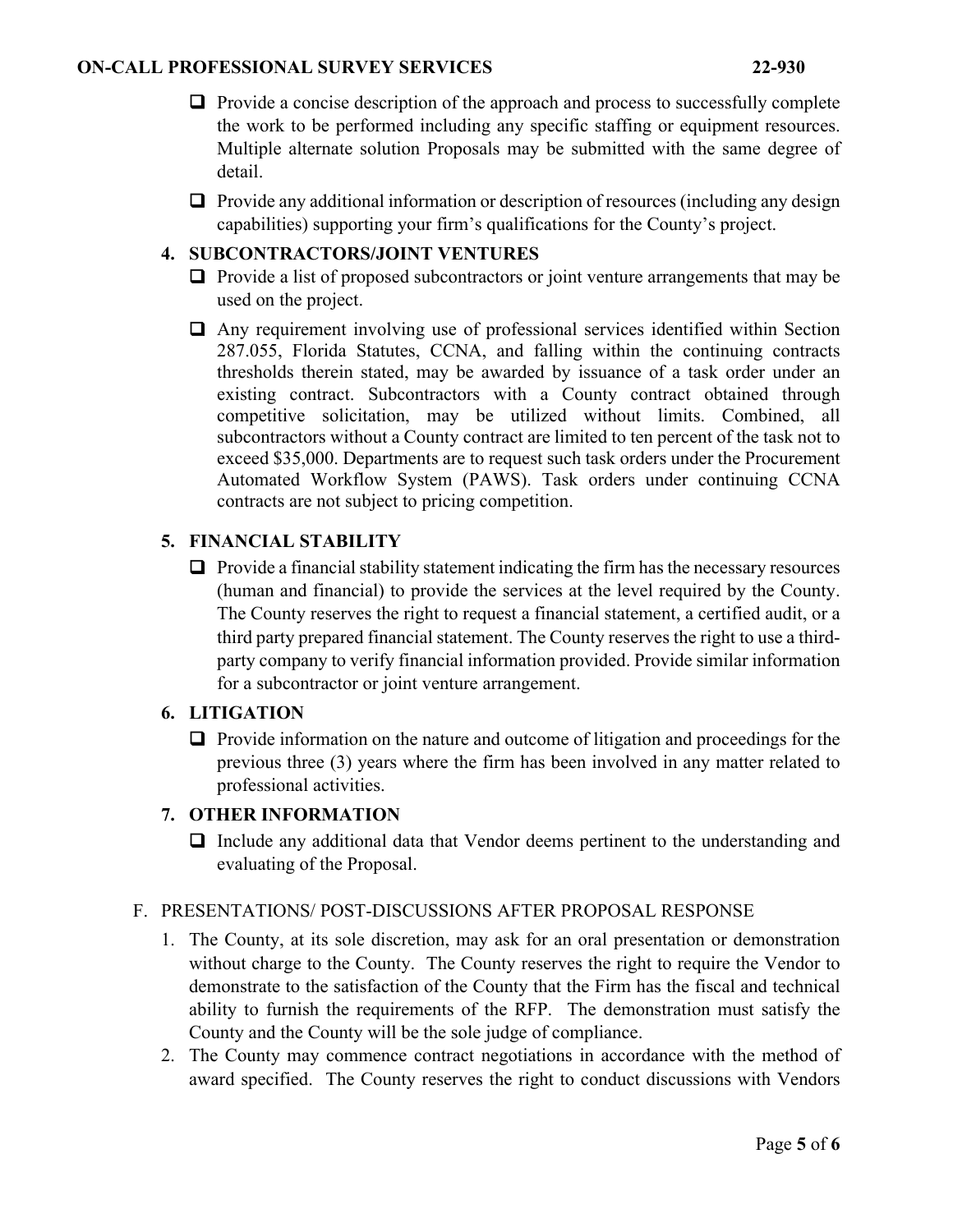- ☐ Provide a concise description of the approach and process to successfully complete the work to be performed including any specific staffing or equipment resources. Multiple alternate solution Proposals may be submitted with the same degree of detail.
- ☐ Provide any additional information or description of resources (including any design capabilities) supporting your firm's qualifications for the County's project.

**4. SUBCONTRACTORS/JOINT VENTURES**

- ☐ Provide a list of proposed subcontractors or joint venture arrangements that may be used on the project.
- ☐ Any requirement involving use of professional services identified within Section 287.055, Florida Statutes, CCNA, and falling within the continuing contracts thresholds therein stated, may be awarded by issuance of a task order under an existing contract. Subcontractors with a County contract obtained through competitive solicitation, may be utilized without limits. Combined, all subcontractors without a County contract are limited to ten percent of the task not to exceed $35,000. Departments are to request such task orders under the Procurement Automated Workflow System (PAWS). Task orders under continuing CCNA contracts are not subject to pricing competition.

**5. FINANCIAL STABILITY**

- ☐ Provide a financial stability statement indicating the firm has the necessary resources (human and financial) to provide the services at the level required by the County. The County reserves the right to request a financial statement, a certified audit, or a third party prepared financial statement. The County reserves the right to use a third-party company to verify financial information provided. Provide similar information for a subcontractor or joint venture arrangement.

**6. LITIGATION**

- ☐ Provide information on the nature and outcome of litigation and proceedings for the previous three (3) years where the firm has been involved in any matter related to professional activities.

**7. OTHER INFORMATION**

- ☐ Include any additional data that Vendor deems pertinent to the understanding and evaluating of the Proposal.

F. PRESENTATIONS/ POST-DISCUSSIONS AFTER PROPOSAL RESPONSE

1. The County, at its sole discretion, may ask for an oral presentation or demonstration without charge to the County. The County reserves the right to require the Vendor to demonstrate to the satisfaction of the County that the Firm has the fiscal and technical ability to furnish the requirements of the RFP. The demonstration must satisfy the County and the County will be the sole judge of compliance.
2. The County may commence contract negotiations in accordance with the method of award specified. The County reserves the right to conduct discussions with Vendors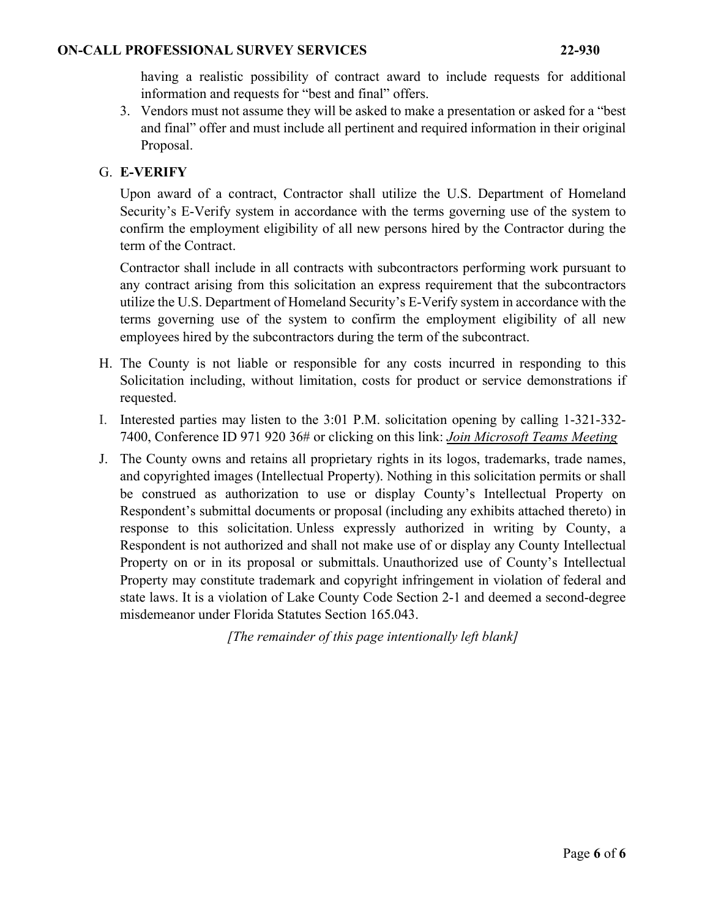having a realistic possibility of contract award to include requests for additional information and requests for "best and final" offers.

3. Vendors must not assume they will be asked to make a presentation or asked for a "best and final" offer and must include all pertinent and required information in their original Proposal.

G. **E-VERIFY**

Upon award of a contract, Contractor shall utilize the U.S. Department of Homeland Security's E-Verify system in accordance with the terms governing use of the system to confirm the employment eligibility of all new persons hired by the Contractor during the term of the Contract.

Contractor shall include in all contracts with subcontractors performing work pursuant to any contract arising from this solicitation an express requirement that the subcontractors utilize the U.S. Department of Homeland Security's E-Verify system in accordance with the terms governing use of the system to confirm the employment eligibility of all new employees hired by the subcontractors during the term of the subcontract.

H. The County is not liable or responsible for any costs incurred in responding to this Solicitation including, without limitation, costs for product or service demonstrations if requested.

I. Interested parties may listen to the 3:01 P.M. solicitation opening by calling 1-321-332-7400, Conference ID 971 920 36# or clicking on this link: *Join Microsoft Teams Meeting*

J. The County owns and retains all proprietary rights in its logos, trademarks, trade names, and copyrighted images (Intellectual Property). Nothing in this solicitation permits or shall be construed as authorization to use or display County's Intellectual Property on Respondent's submittal documents or proposal (including any exhibits attached thereto) in response to this solicitation. Unless expressly authorized in writing by County, a Respondent is not authorized and shall not make use of or display any County Intellectual Property on or in its proposal or submittals. Unauthorized use of County's Intellectual Property may constitute trademark and copyright infringement in violation of federal and state laws. It is a violation of Lake County Code Section 2-1 and deemed a second-degree misdemeanor under Florida Statutes Section 165.043.

*[The remainder of this page intentionally left blank]*